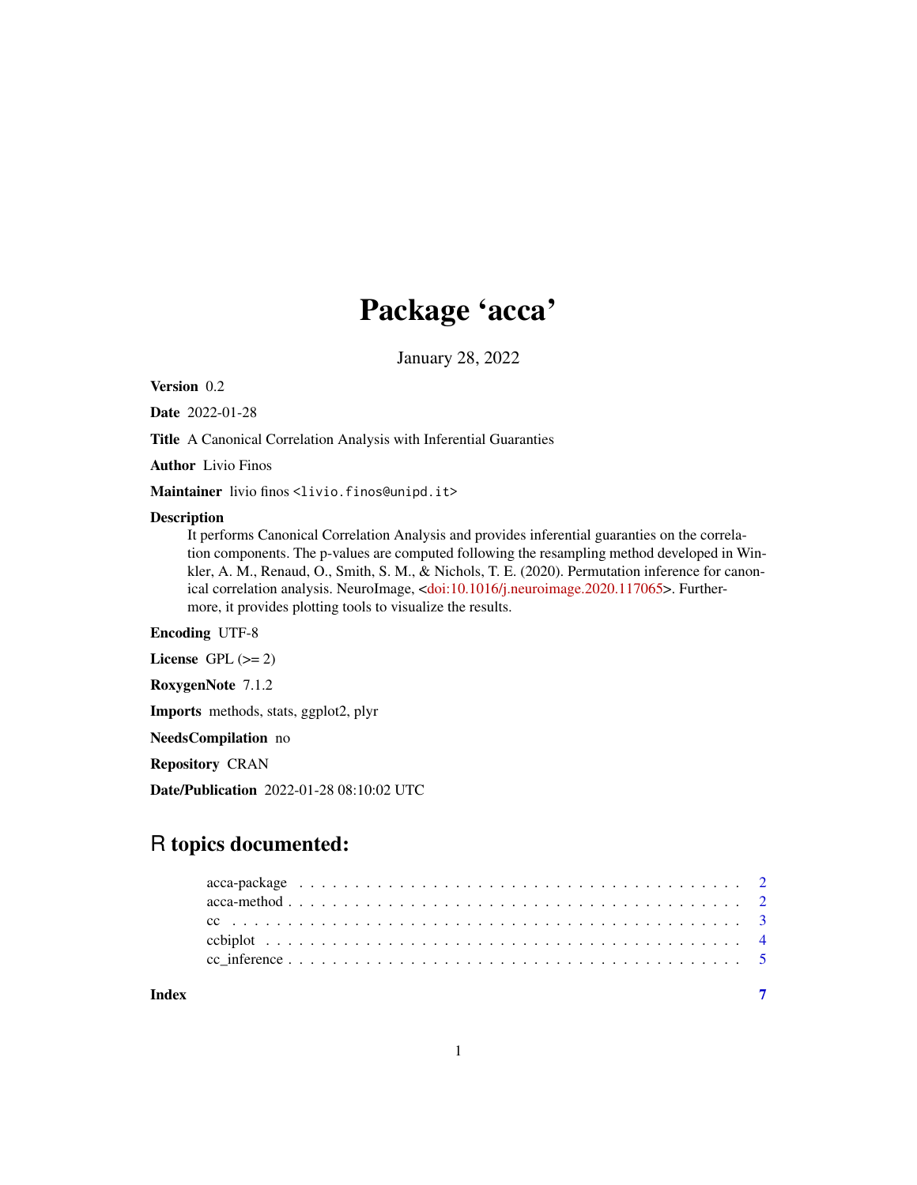# Package 'acca'

January 28, 2022

**Version** 0.2

**Date** 2022-01-28

**Title** A Canonical Correlation Analysis with Inferential Guaranties

**Author** Livio Finos

**Maintainer** livio finos <livio.finos@unipd.it>

**Description**
It performs Canonical Correlation Analysis and provides inferential guaranties on the correlation components. The p-values are computed following the resampling method developed in Winkler, A. M., Renaud, O., Smith, S. M., & Nichols, T. E. (2020). Permutation inference for canonical correlation analysis. NeuroImage, <doi:10.1016/j.neuroimage.2020.117065>. Furthermore, it provides plotting tools to visualize the results.

**Encoding** UTF-8

**License** GPL (>= 2)

**RoxygenNote** 7.1.2

**Imports** methods, stats, ggplot2, plyr

**NeedsCompilation** no

**Repository** CRAN

**Date/Publication** 2022-01-28 08:10:02 UTC

## R topics documented:

- acca-package . . . . . . . . . . . . . . . . . . . . . . . . . . . . . . . . . . . . . . . . 2
- acca-method . . . . . . . . . . . . . . . . . . . . . . . . . . . . . . . . . . . . . . . . 2
- cc . . . . . . . . . . . . . . . . . . . . . . . . . . . . . . . . . . . . . . . . . . . . . 3
- ccbiplot . . . . . . . . . . . . . . . . . . . . . . . . . . . . . . . . . . . . . . . . . . 4
- cc_inference . . . . . . . . . . . . . . . . . . . . . . . . . . . . . . . . . . . . . . . 5

**Index** 7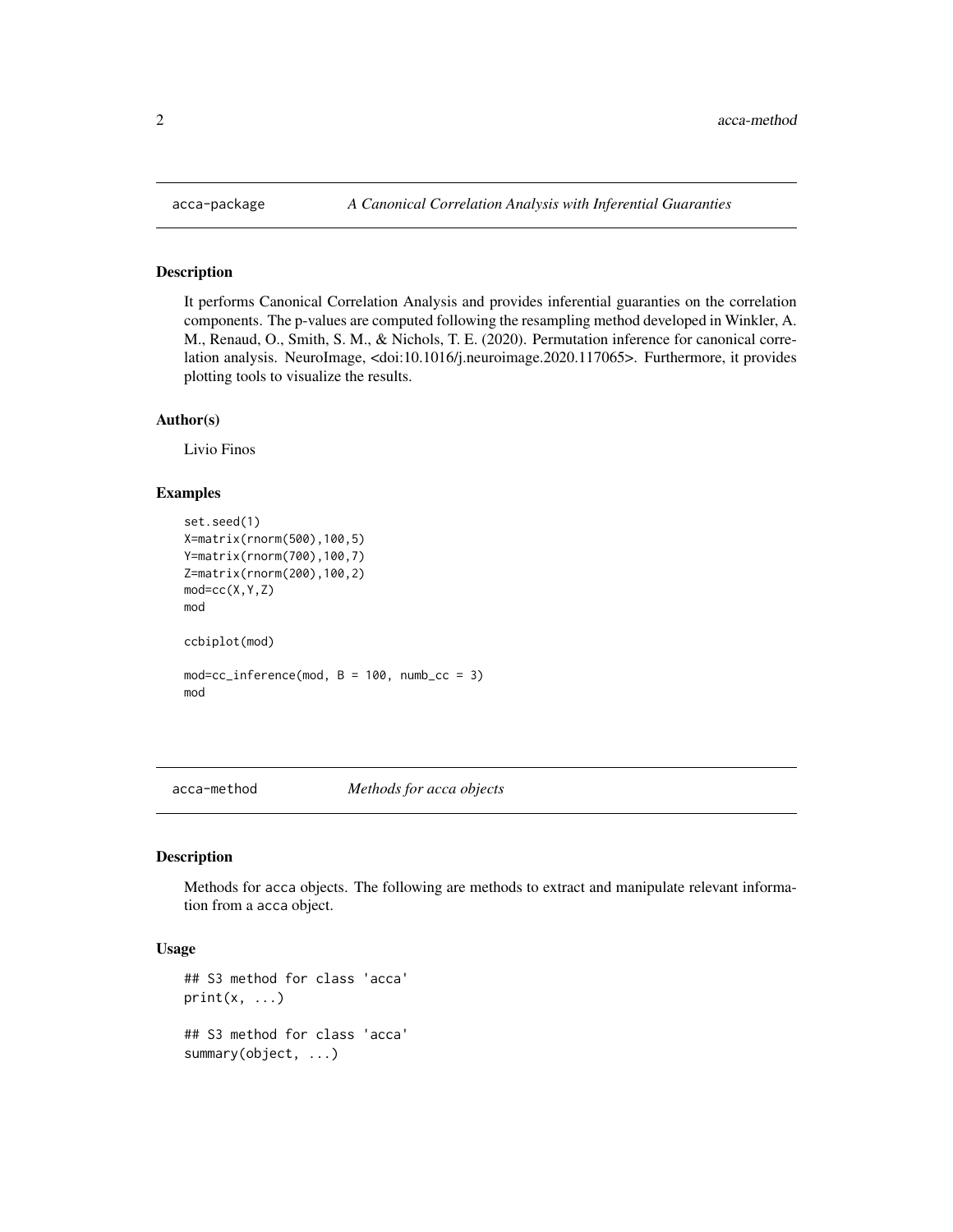## acca-package    *A Canonical Correlation Analysis with Inferential Guaranties*

### Description

It performs Canonical Correlation Analysis and provides inferential guaranties on the correlation components. The p-values are computed following the resampling method developed in Winkler, A. M., Renaud, O., Smith, S. M., & Nichols, T. E. (2020). Permutation inference for canonical correlation analysis. NeuroImage, <doi:10.1016/j.neuroimage.2020.117065>. Furthermore, it provides plotting tools to visualize the results.

### Author(s)

Livio Finos

### Examples

```
set.seed(1)
X=matrix(rnorm(500),100,5)
Y=matrix(rnorm(700),100,7)
Z=matrix(rnorm(200),100,2)
mod=cc(X,Y,Z)
mod

ccbiplot(mod)

mod=cc_inference(mod, B = 100, numb_cc = 3)
mod
```

## acca-method    *Methods for acca objects*

### Description

Methods for acca objects. The following are methods to extract and manipulate relevant information from a acca object.

### Usage

```
## S3 method for class 'acca'
print(x, ...)

## S3 method for class 'acca'
summary(object, ...)
```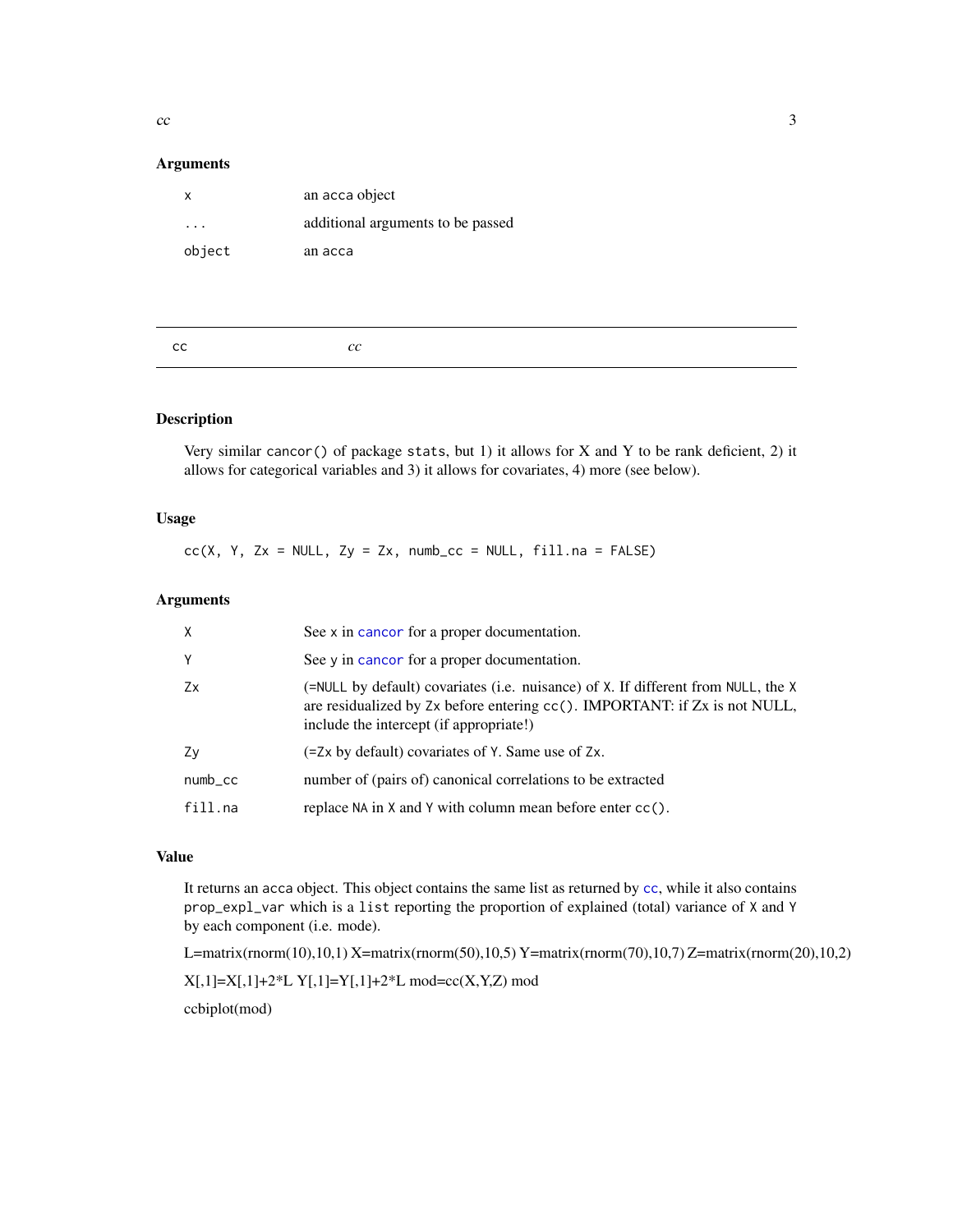### Arguments

| | |
|---|---|
| x | an acca object |
| ... | additional arguments to be passed |
| object | an acca |

---

## cc — *cc*

---

### Description

Very similar `cancor()` of package `stats`, but 1) it allows for X and Y to be rank deficient, 2) it allows for categorical variables and 3) it allows for covariates, 4) more (see below).

### Usage

```
cc(X, Y, Zx = NULL, Zy = Zx, numb_cc = NULL, fill.na = FALSE)
```

### Arguments

| | |
|---|---|
| X | See `x` in `cancor` for a proper documentation. |
| Y | See `y` in `cancor` for a proper documentation. |
| Zx | (=`NULL` by default) covariates (i.e. nuisance) of `X`. If different from `NULL`, the `X` are residualized by `Zx` before entering `cc()`. IMPORTANT: if Zx is not NULL, include the intercept (if appropriate!) |
| Zy | (=`Zx` by default) covariates of `Y`. Same use of `Zx`. |
| numb_cc | number of (pairs of) canonical correlations to be extracted |
| fill.na | replace `NA` in `X` and `Y` with column mean before enter `cc()`. |

### Value

It returns an `acca` object. This object contains the same list as returned by `cc`, while it also contains `prop_expl_var` which is a `list` reporting the proportion of explained (total) variance of `X` and `Y` by each component (i.e. mode).

L=matrix(rnorm(10),10,1) X=matrix(rnorm(50),10,5) Y=matrix(rnorm(70),10,7) Z=matrix(rnorm(20),10,2)

X[,1]=X[,1]+2*L Y[,1]=Y[,1]+2*L mod=cc(X,Y,Z) mod

ccbiplot(mod)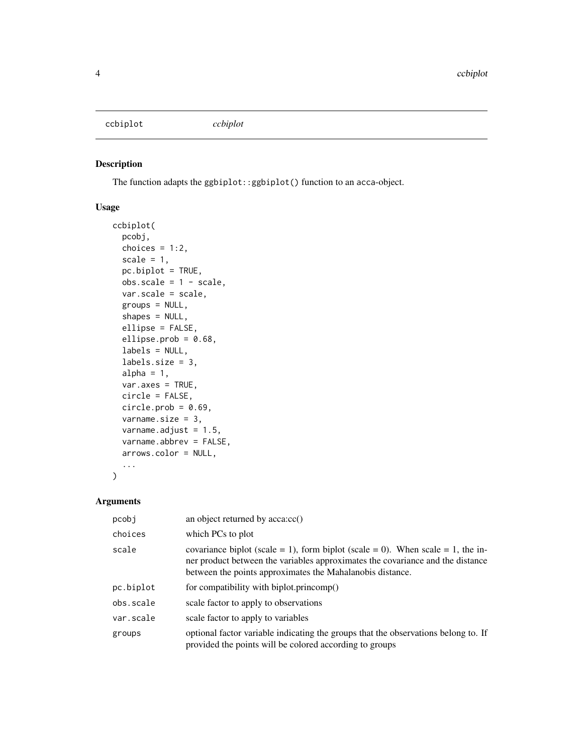ccbiplot *ccbiplot*

## Description

The function adapts the `ggbiplot::ggbiplot()` function to an `acca`-object.

## Usage

```
ccbiplot(
  pcobj,
  choices = 1:2,
  scale = 1,
  pc.biplot = TRUE,
  obs.scale = 1 - scale,
  var.scale = scale,
  groups = NULL,
  shapes = NULL,
  ellipse = FALSE,
  ellipse.prob = 0.68,
  labels = NULL,
  labels.size = 3,
  alpha = 1,
  var.axes = TRUE,
  circle = FALSE,
  circle.prob = 0.69,
  varname.size = 3,
  varname.adjust = 1.5,
  varname.abbrev = FALSE,
  arrows.color = NULL,
  ...
)
```

## Arguments

| | |
|---|---|
| `pcobj` | an object returned by acca:cc() |
| `choices` | which PCs to plot |
| `scale` | covariance biplot (scale = 1), form biplot (scale = 0). When scale = 1, the inner product between the variables approximates the covariance and the distance between the points approximates the Mahalanobis distance. |
| `pc.biplot` | for compatibility with biplot.princomp() |
| `obs.scale` | scale factor to apply to observations |
| `var.scale` | scale factor to apply to variables |
| `groups` | optional factor variable indicating the groups that the observations belong to. If provided the points will be colored according to groups |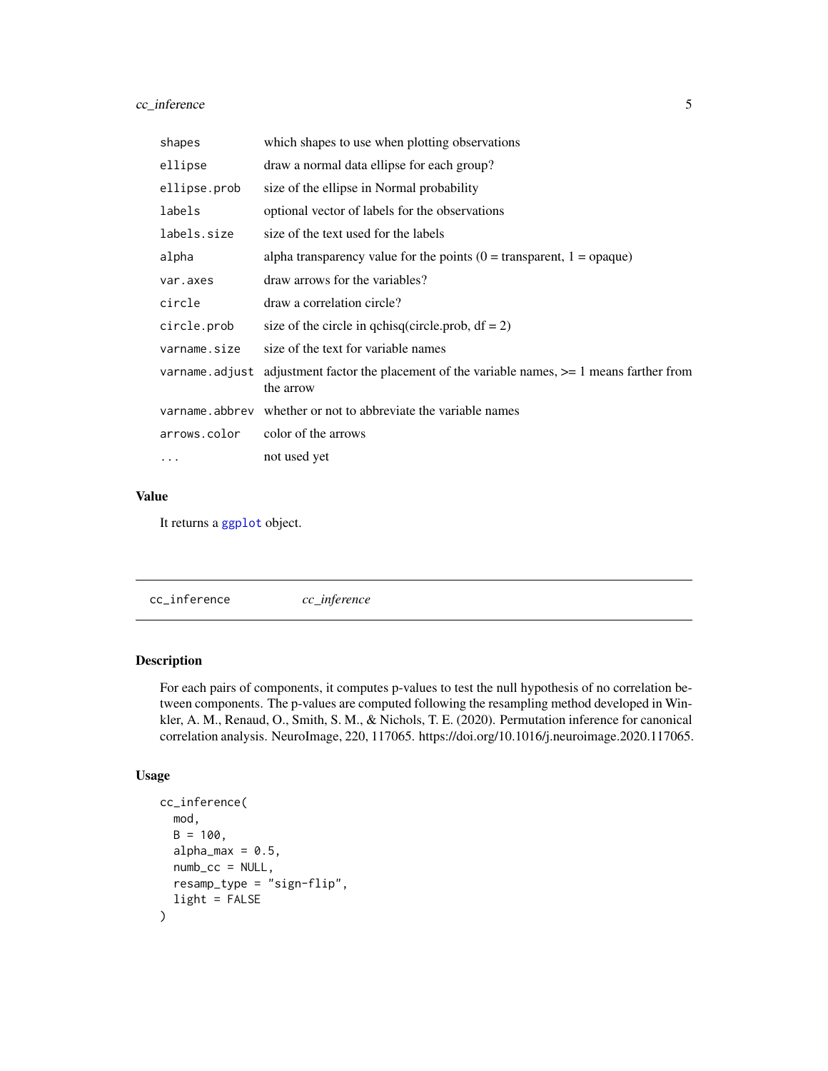| | |
|---|---|
| `shapes` | which shapes to use when plotting observations |
| `ellipse` | draw a normal data ellipse for each group? |
| `ellipse.prob` | size of the ellipse in Normal probability |
| `labels` | optional vector of labels for the observations |
| `labels.size` | size of the text used for the labels |
| `alpha` | alpha transparency value for the points (0 = transparent, 1 = opaque) |
| `var.axes` | draw arrows for the variables? |
| `circle` | draw a correlation circle? |
| `circle.prob` | size of the circle in qchisq(circle.prob, df = 2) |
| `varname.size` | size of the text for variable names |
| `varname.adjust` | adjustment factor the placement of the variable names, >= 1 means farther from the arrow |
| `varname.abbrev` | whether or not to abbreviate the variable names |
| `arrows.color` | color of the arrows |
| `...` | not used yet |

### Value

It returns a `ggplot` object.

## `cc_inference` *cc_inference*

### Description

For each pairs of components, it computes p-values to test the null hypothesis of no correlation between components. The p-values are computed following the resampling method developed in Winkler, A. M., Renaud, O., Smith, S. M., & Nichols, T. E. (2020). Permutation inference for canonical correlation analysis. NeuroImage, 220, 117065. https://doi.org/10.1016/j.neuroimage.2020.117065.

### Usage

```
cc_inference(
  mod,
  B = 100,
  alpha_max = 0.5,
  numb_cc = NULL,
  resamp_type = "sign-flip",
  light = FALSE
)
```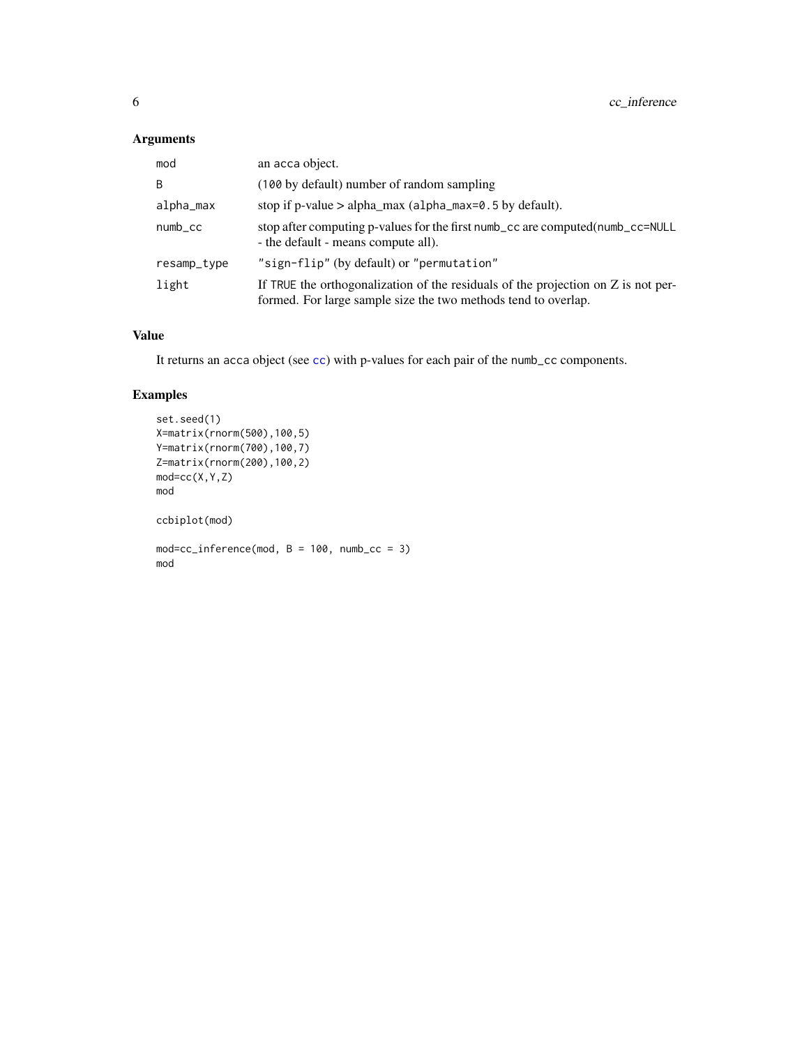## Arguments

| | |
|---|---|
| mod | an acca object. |
| B | (100 by default) number of random sampling |
| alpha_max | stop if p-value > alpha_max (alpha_max=0.5 by default). |
| numb_cc | stop after computing p-values for the first numb_cc are computed(numb_cc=NULL - the default - means compute all). |
| resamp_type | "sign-flip" (by default) or "permutation" |
| light | If TRUE the orthogonalization of the residuals of the projection on Z is not performed. For large sample size the two methods tend to overlap. |

## Value

It returns an acca object (see cc) with p-values for each pair of the numb_cc components.

## Examples

```
set.seed(1)
X=matrix(rnorm(500),100,5)
Y=matrix(rnorm(700),100,7)
Z=matrix(rnorm(200),100,2)
mod=cc(X,Y,Z)
mod

ccbiplot(mod)

mod=cc_inference(mod, B = 100, numb_cc = 3)
mod
```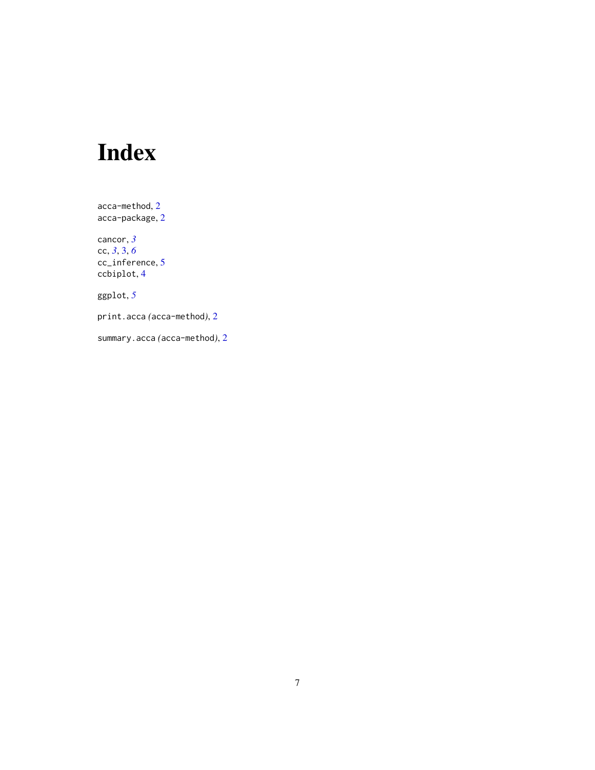# Index

acca-method, 2
acca-package, 2

cancor, *3*
cc, *3*, 3, *6*
cc_inference, 5
ccbiplot, 4

ggplot, *5*

print.acca *(*acca-method*)*, 2

summary.acca *(*acca-method*)*, 2